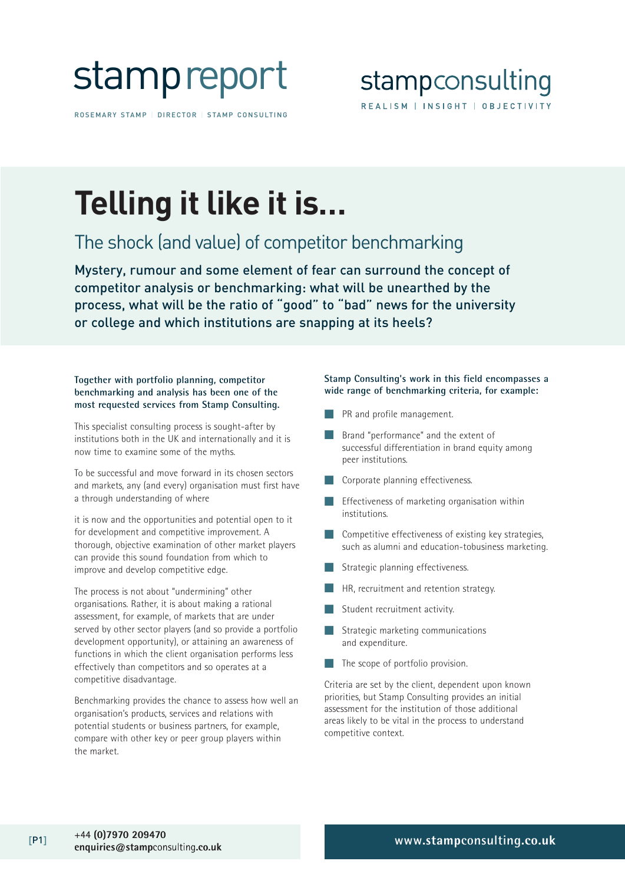stamp report

ROSEMARY STAMP | DIRECTOR | STAMP CONSULTING

stampconsulting

REALISM | INSIGHT | OBJECTIVITY

# Telling it like it is...

## The shock (and value) of competitor benchmarking

**Mystery, rumour and some element of fear can surround the concept of competitor analysis or benchmarking: what will be unearthed by the process, what will be the ratio of "good" to "bad" news for the university or college and which institutions are snapping at its heels?**

**Together with portfolio planning, competitor benchmarking and analysis has been one of the most requested services from Stamp Consulting.**

This specialist consulting process is sought-after by institutions both in the UK and internationally and it is now time to examine some of the myths.

To be successful and move forward in its chosen sectors and markets, any (and every) organisation must first have a through understanding of where

it is now and the opportunities and potential open to it for development and competitive improvement. A thorough, objective examination of other market players can provide this sound foundation from which to improve and develop competitive edge.

The process is not about "undermining" other organisations. Rather, it is about making a rational assessment, for example, of markets that are under served by other sector players (and so provide a portfolio development opportunity), or attaining an awareness of functions in which the client organisation performs less effectively than competitors and so operates at a competitive disadvantage.

Benchmarking provides the chance to assess how well an organisation's products, services and relations with potential students or business partners, for example, compare with other key or peer group players within the market.

**Stamp Consulting's work in this field encompasses a wide range of benchmarking criteria, for example:**

- PR and profile management.
- Brand "performance" and the extent of successful differentiation in brand equity among peer institutions.
- Corporate planning effectiveness.
- Effectiveness of marketing organisation within institutions.
- Competitive effectiveness of existing key strategies, such as alumni and education-tobusiness marketing.
- Strategic planning effectiveness.
- HR, recruitment and retention strategy.
- Student recruitment activity.
- Strategic marketing communications and expenditure.
- The scope of portfolio provision.

Criteria are set by the client, dependent upon known priorities, but Stamp Consulting provides an initial assessment for the institution of those additional areas likely to be vital in the process to understand competitive context.

+44 (0)7970 209470
enquiries@stampconsulting.co.uk

www.stampconsulting.co.uk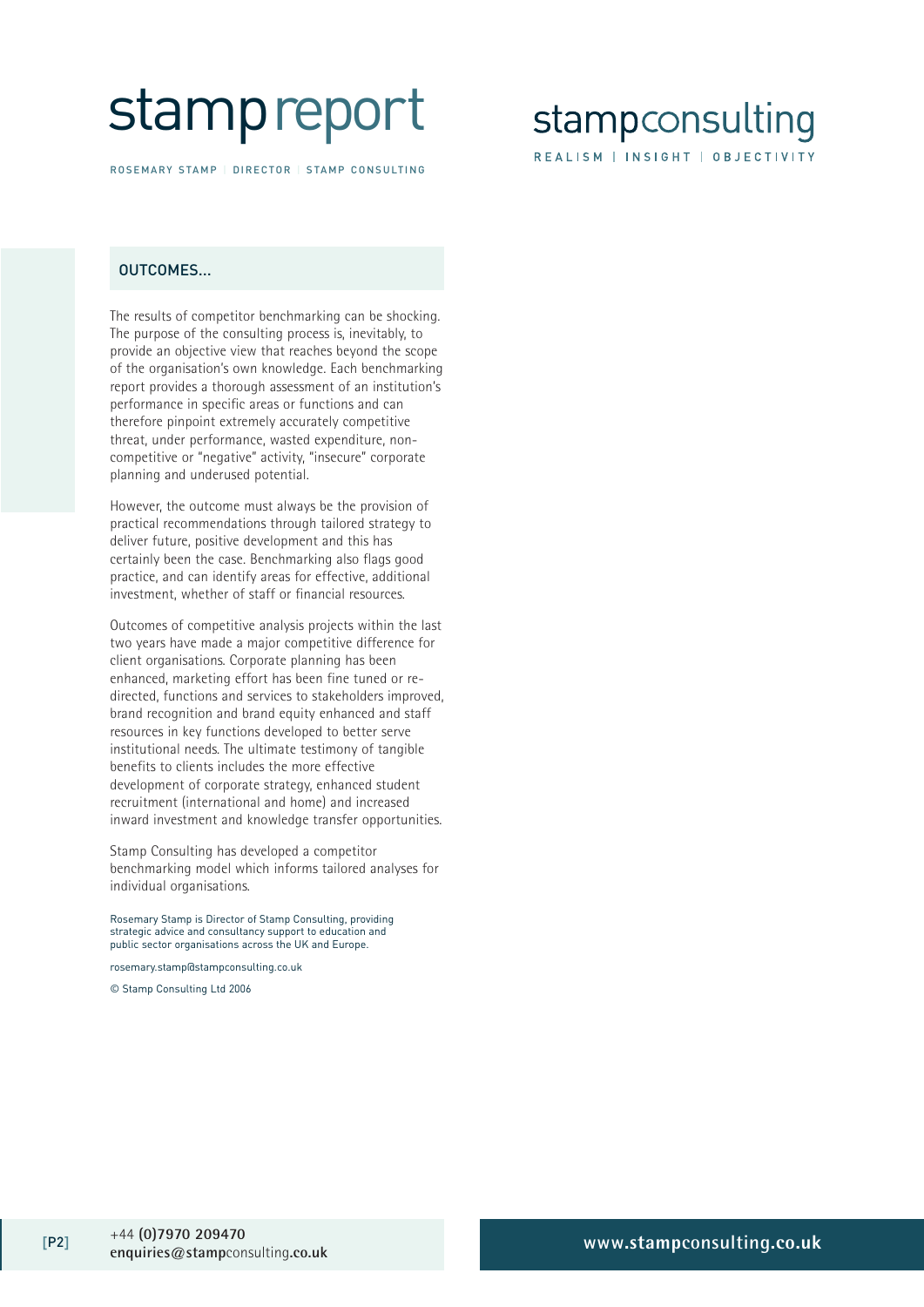## OUTCOMES...

The results of competitor benchmarking can be shocking. The purpose of the consulting process is, inevitably, to provide an objective view that reaches beyond the scope of the organisation's own knowledge. Each benchmarking report provides a thorough assessment of an institution's performance in specific areas or functions and can therefore pinpoint extremely accurately competitive threat, under performance, wasted expenditure, non-competitive or "negative" activity, "insecure" corporate planning and underused potential.

However, the outcome must always be the provision of practical recommendations through tailored strategy to deliver future, positive development and this has certainly been the case. Benchmarking also flags good practice, and can identify areas for effective, additional investment, whether of staff or financial resources.

Outcomes of competitive analysis projects within the last two years have made a major competitive difference for client organisations. Corporate planning has been enhanced, marketing effort has been fine tuned or re-directed, functions and services to stakeholders improved, brand recognition and brand equity enhanced and staff resources in key functions developed to better serve institutional needs. The ultimate testimony of tangible benefits to clients includes the more effective development of corporate strategy, enhanced student recruitment (international and home) and increased inward investment and knowledge transfer opportunities.

Stamp Consulting has developed a competitor benchmarking model which informs tailored analyses for individual organisations.

Rosemary Stamp is Director of Stamp Consulting, providing strategic advice and consultancy support to education and public sector organisations across the UK and Europe.

rosemary.stamp@stampconsulting.co.uk

© Stamp Consulting Ltd 2006

+44 (0)7970 209470
enquiries@stampconsulting.co.uk

www.stampconsulting.co.uk